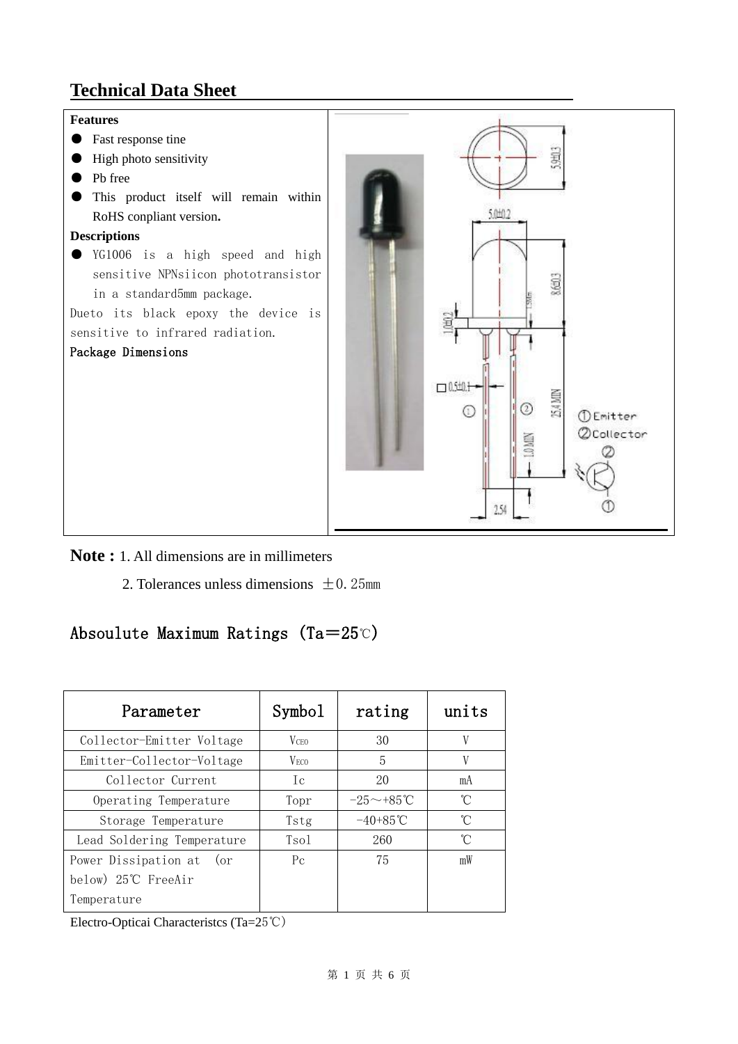# Technical Data Sheet

**Features**

- Fast response tine
- High photo sensitivity
- Pb free
- This product itself will remain within RoHS conpliant version**.**

**Descriptions**

- YG1006 is a high speed and high sensitive NPNsiicon phototransistor in a standard5mm package.

Dueto its black epoxy the device is sensitive to infrared radiation.

Package Dimensions

①Emitter
②Collector

**Note :** 1. All dimensions are in millimeters

2. Tolerances unless dimensions ±0.25mm

## Absoulute Maximum Ratings (Ta＝25℃)

| Parameter | Symbol | rating | units |
|---|---|---|---|
| Collector-Emitter Voltage | $V_{CEO}$ | 30 | V |
| Emitter-Collector-Voltage | $V_{ECO}$ | 5 | V |
| Collector Current | Ic | 20 | mA |
| Operating Temperature | Topr | -25～+85℃ | ℃ |
| Storage Temperature | Tstg | -40+85℃ | ℃ |
| Lead Soldering Temperature | Tsol | 260 | ℃ |
| Power Dissipation at (or below) 25℃ FreeAir Temperature | Pc | 75 | mW |

Electro-Opticai Characteristcs (Ta=25℃)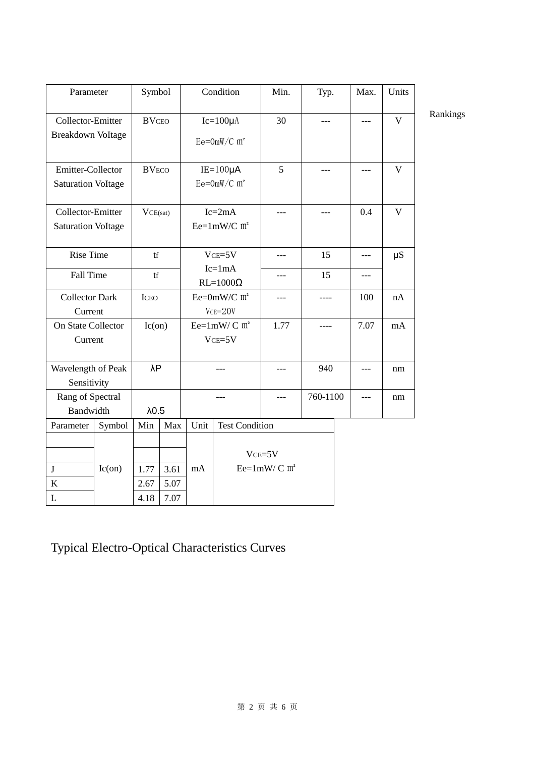| Parameter | Symbol | Condition | Min. | Typ. | Max. | Units |
|---|---|---|---|---|---|---|
| Collector-Emitter Breakdown VoItage | $BV_{CEO}$ | Ic=100μA Ee=0mW/C ㎡ | 30 | --- | --- | V |
| Emitter-Collector Saturation VoItage | $BV_{ECO}$ | IE=100μA Ee=0mW/C ㎡ | 5 | --- | --- | V |
| Collector-Emitter Saturation VoItage | $V_{CE(sat)}$ | Ic=2mA Ee=1mW/C ㎡ | --- | --- | 0.4 | V |
| Rise Time | tf | $V_{CE}$=5V Ic=1mA RL=1000Ω | --- | 15 | --- | μS |
| Fall Time | tf | | --- | 15 | --- | |
| Collector Dark Current | $I_{CEO}$ | Ee=0mW/C ㎡ $V_{CE}$=20V | --- | ---- | 100 | nA |
| On State Collector Current | Ic(on) | Ee=1mW/ C ㎡ $V_{CE}$=5V | 1.77 | ---- | 7.07 | mA |
| Wavelength of Peak Sensitivity | λP | --- | --- | 940 | --- | nm |
| Rang of Spectral Bandwidth | λ0.5 | --- | --- | 760-1100 | --- | nm |

Rankings

| Parameter | Symbol | Min | Max | Unit | Test Condition |
|---|---|---|---|---|---|
| | Ic(on) | | | mA | $V_{CE}$=5V Ee=1mW/ C ㎡ |
| | | | | | |
| J | | 1.77 | 3.61 | | |
| K | | 2.67 | 5.07 | | |
| L | | 4.18 | 7.07 | | |

## Typical Electro-Optical Characteristics Curves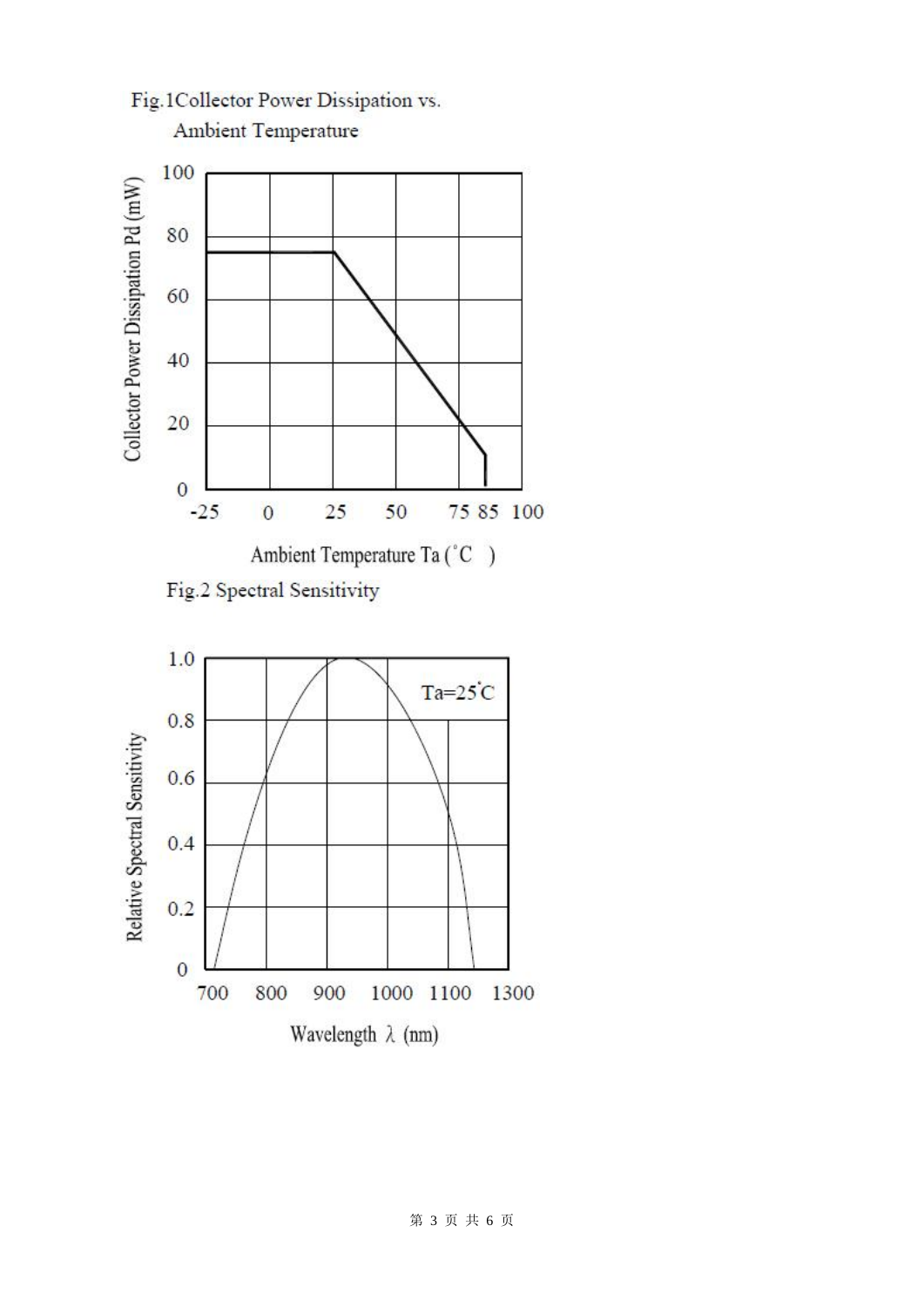Fig.1 Collector Power Dissipation vs. Ambient Temperature

Collector Power Dissipation Pd (mW)

100
80
60
40
20
0

-25 0 25 50 75 85 100

Ambient Temperature Ta (°C)

Fig.2 Spectral Sensitivity

Ta=25°C

Relative Spectral Sensitivity

1.0
0.8
0.6
0.4
0.2
0

700 800 900 1000 1100 1300

Wavelength $\lambda$ (nm)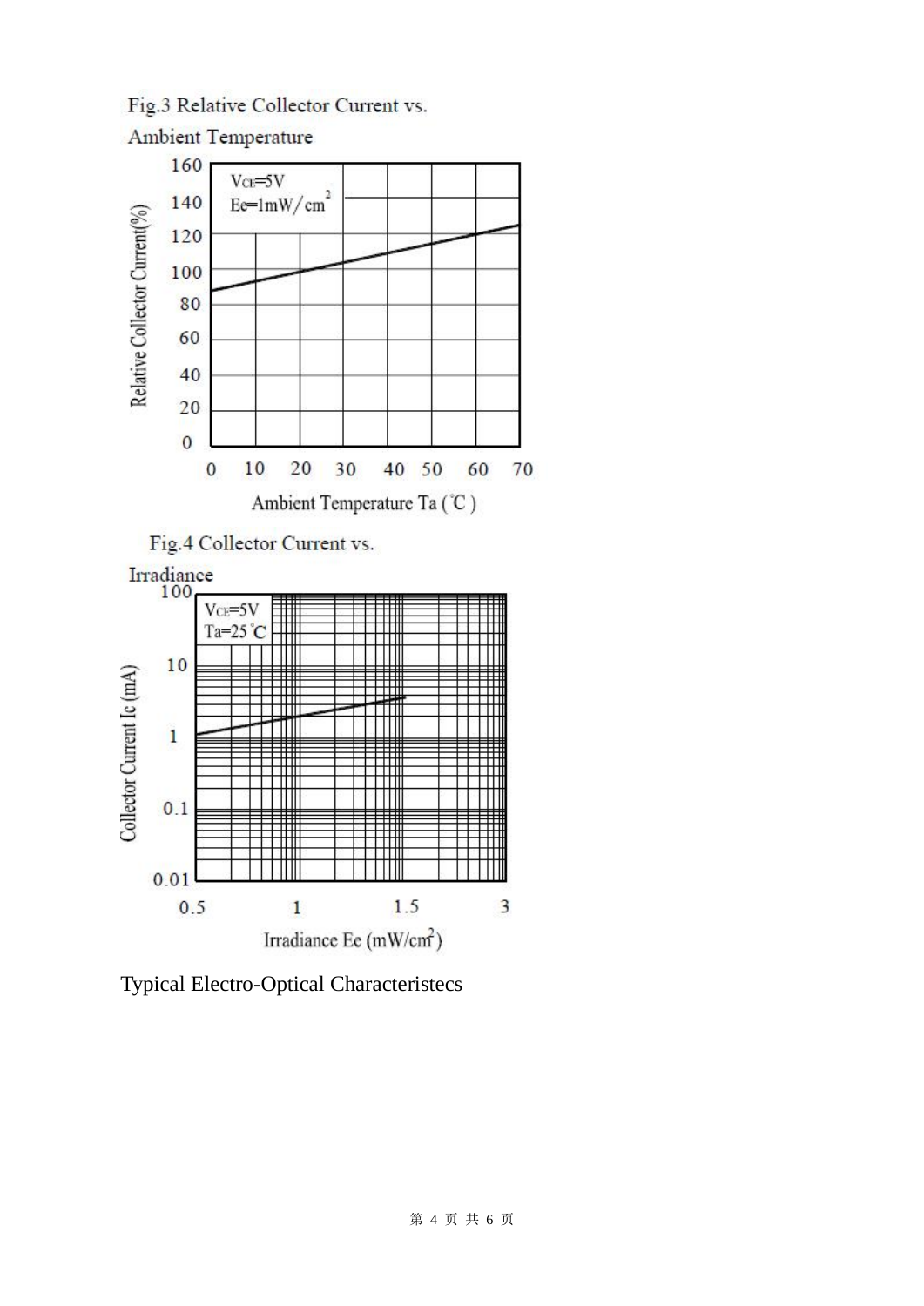Fig.3 Relative Collector Current vs. Ambient Temperature

$V_{CE}$=5V
Ee=1mW/cm²

Relative Collector Current(%)

Ambient Temperature Ta (°C)

Fig.4 Collector Current vs. Irradiance

$V_{CE}$=5V
Ta=25°C

Collector Current Ic (mA)

Irradiance Ee (mW/cm²)

Typical Electro-Optical Characteristecs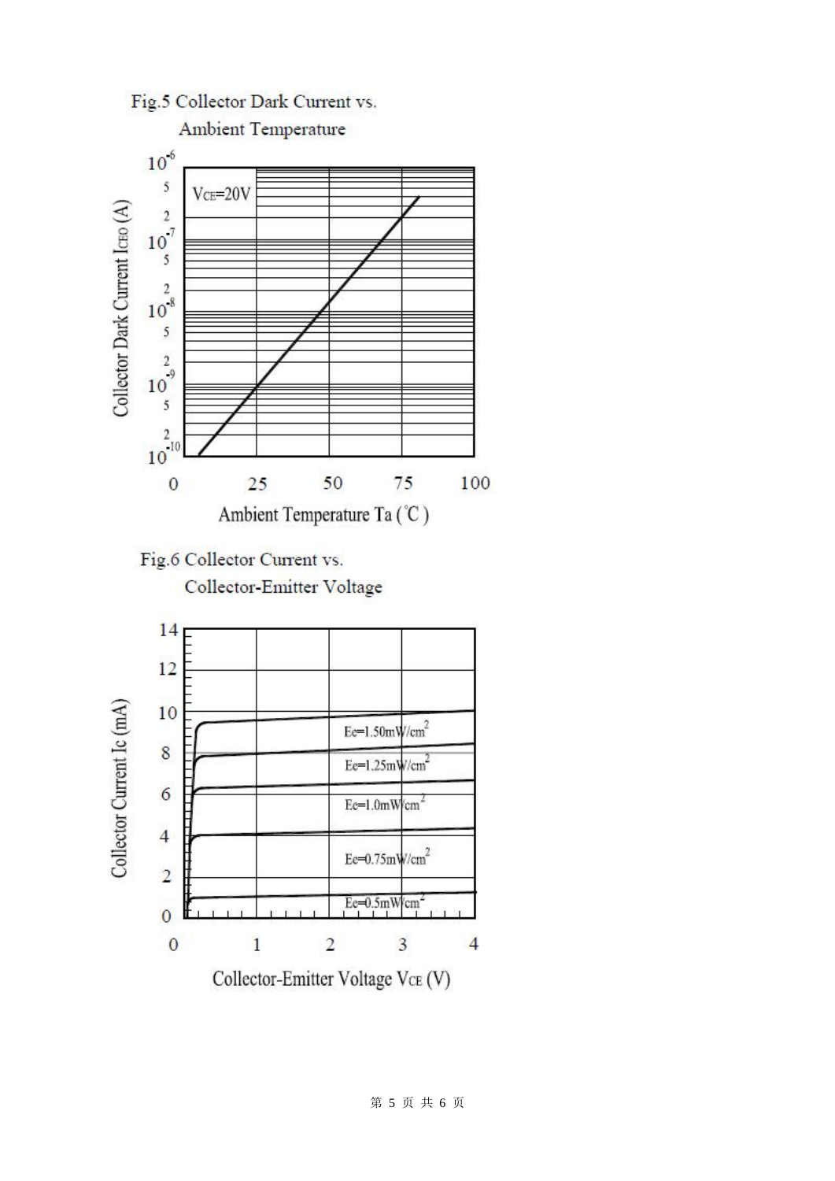Fig.5 Collector Dark Current vs. Ambient Temperature

Fig.6 Collector Current vs. Collector-Emitter Voltage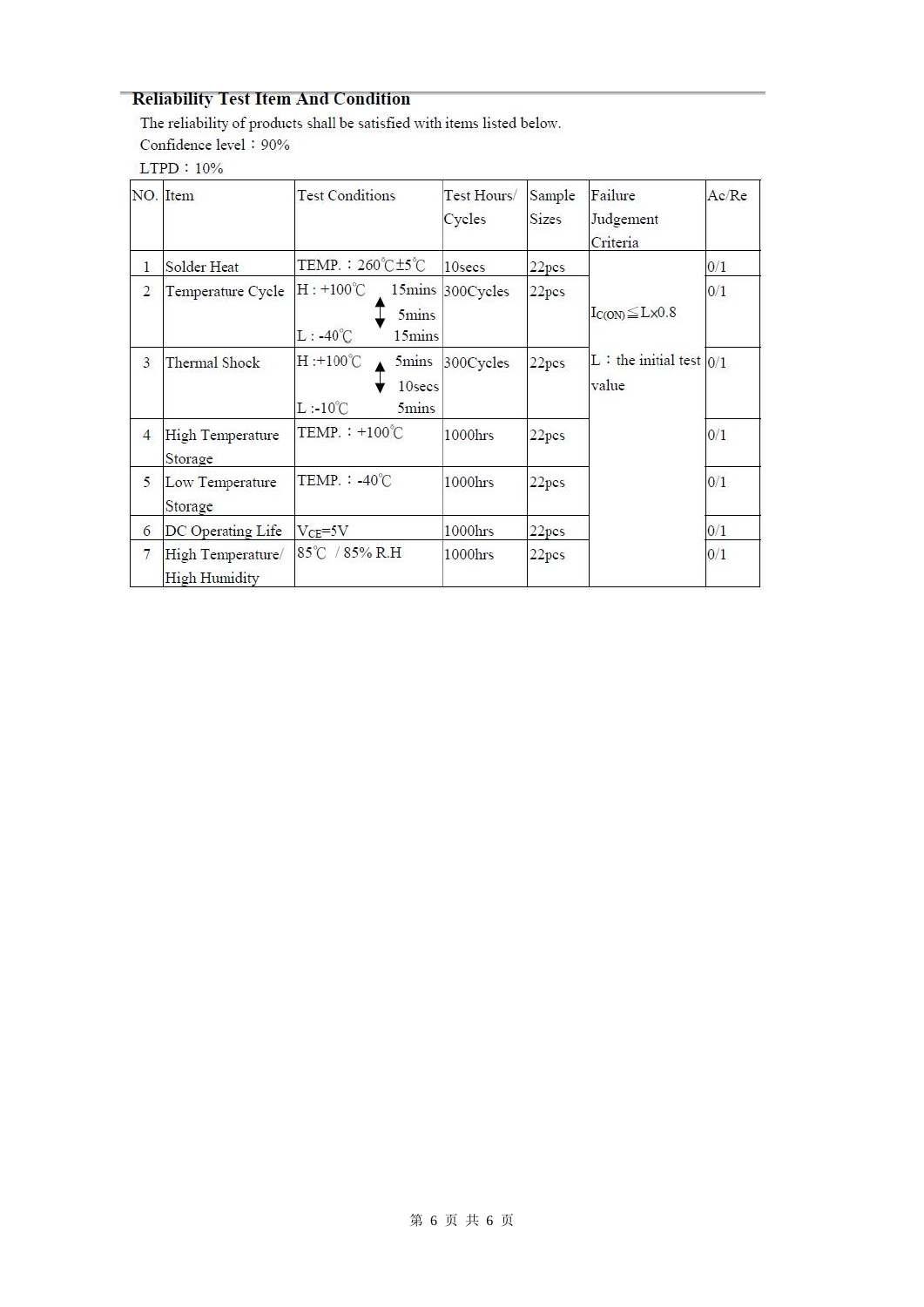## Reliability Test Item And Condition

The reliability of products shall be satisfied with items listed below.

Confidence level：90%

LTPD：10%

| NO. | Item | Test Conditions | Test Hours/ Cycles | Sample Sizes | Failure Judgement Criteria | Ac/Re |
|---|---|---|---|---|---|---|
| 1 | Solder Heat | TEMP.：260℃±5℃ | 10secs | 22pcs | $I_{C(ON)} \leqq L \times 0.8$ <br> L：the initial test value | 0/1 |
| 2 | Temperature Cycle | H : +100℃ 15mins ↕ 5mins L : -40℃ 15mins | 300Cycles | 22pcs | | 0/1 |
| 3 | Thermal Shock | H :+100℃ 5mins ↕ 10secs L :-10℃ 5mins | 300Cycles | 22pcs | | 0/1 |
| 4 | High Temperature Storage | TEMP.：+100℃ | 1000hrs | 22pcs | | 0/1 |
| 5 | Low Temperature Storage | TEMP.：-40℃ | 1000hrs | 22pcs | | 0/1 |
| 6 | DC Operating Life | $V_{CE}$=5V | 1000hrs | 22pcs | | 0/1 |
| 7 | High Temperature/ High Humidity | 85℃ / 85% R.H | 1000hrs | 22pcs | | 0/1 |